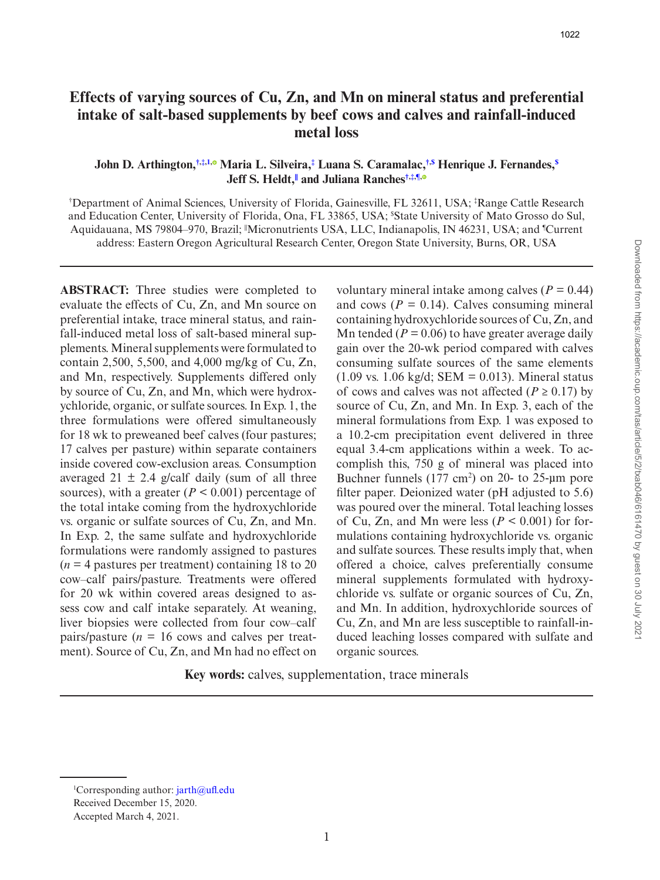# Effects of varying sources of Cu, Zn, and Mn on mineral status and preferential intake of salt-based supplements by beef cows and calves and rainfall-induced metal loss

**John D. Arthington,[†,‡,1] Maria L. Silveira,[‡] Luana S. Caramalac,[†,$] Henrique J. Fernandes,[$] Jeff S. Heldt,[||] and Juliana Ranches[†,‡,¶]**

[†]Department of Animal Sciences, University of Florida, Gainesville, FL 32611, USA; [‡]Range Cattle Research and Education Center, University of Florida, Ona, FL 33865, USA; [$]State University of Mato Grosso do Sul, Aquidauana, MS 79804–970, Brazil; [||]Micronutrients USA, LLC, Indianapolis, IN 46231, USA; and [¶]Current address: Eastern Oregon Agricultural Research Center, Oregon State University, Burns, OR, USA

**ABSTRACT:** Three studies were completed to evaluate the effects of Cu, Zn, and Mn source on preferential intake, trace mineral status, and rainfall-induced metal loss of salt-based mineral supplements. Mineral supplements were formulated to contain 2,500, 5,500, and 4,000 mg/kg of Cu, Zn, and Mn, respectively. Supplements differed only by source of Cu, Zn, and Mn, which were hydroxychloride, organic, or sulfate sources. In Exp. 1, the three formulations were offered simultaneously for 18 wk to preweaned beef calves (four pastures; 17 calves per pasture) within separate containers inside covered cow-exclusion areas. Consumption averaged 21 ± 2.4 g/calf daily (sum of all three sources), with a greater ($P < 0.001$) percentage of the total intake coming from the hydroxychloride vs. organic or sulfate sources of Cu, Zn, and Mn. In Exp. 2, the same sulfate and hydroxychloride formulations were randomly assigned to pastures ($n = 4$ pastures per treatment) containing 18 to 20 cow–calf pairs/pasture. Treatments were offered for 20 wk within covered areas designed to assess cow and calf intake separately. At weaning, liver biopsies were collected from four cow–calf pairs/pasture ($n = 16$ cows and calves per treatment). Source of Cu, Zn, and Mn had no effect on voluntary mineral intake among calves ($P = 0.44$) and cows ($P = 0.14$). Calves consuming mineral containing hydroxychloride sources of Cu, Zn, and Mn tended ($P = 0.06$) to have greater average daily gain over the 20-wk period compared with calves consuming sulfate sources of the same elements (1.09 vs. 1.06 kg/d; SEM = 0.013). Mineral status of cows and calves was not affected ($P \geq 0.17$) by source of Cu, Zn, and Mn. In Exp. 3, each of the mineral formulations from Exp. 1 was exposed to a 10.2-cm precipitation event delivered in three equal 3.4-cm applications within a week. To accomplish this, 750 g of mineral was placed into Buchner funnels (177 cm$^2$) on 20- to 25-µm pore filter paper. Deionized water (pH adjusted to 5.6) was poured over the mineral. Total leaching losses of Cu, Zn, and Mn were less ($P < 0.001$) for formulations containing hydroxychloride vs. organic and sulfate sources. These results imply that, when offered a choice, calves preferentially consume mineral supplements formulated with hydroxychloride vs. sulfate or organic sources of Cu, Zn, and Mn. In addition, hydroxychloride sources of Cu, Zn, and Mn are less susceptible to rainfall-induced leaching losses compared with sulfate and organic sources.

**Key words:** calves, supplementation, trace minerals

---

[1]Corresponding author: jarth@ufl.edu

Received December 15, 2020.

Accepted March 4, 2021.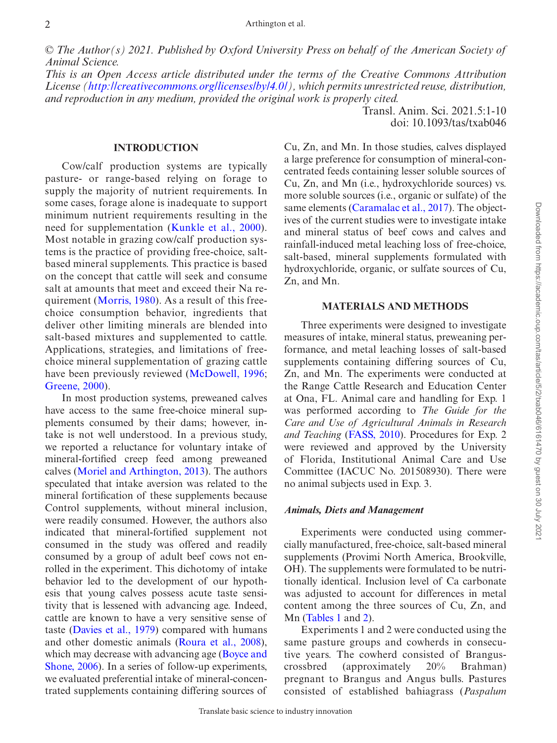*© The Author(s) 2021. Published by Oxford University Press on behalf of the American Society of Animal Science.*

*This is an Open Access article distributed under the terms of the Creative Commons Attribution License (http://creativecommons.org/licenses/by/4.0/), which permits unrestricted reuse, distribution, and reproduction in any medium, provided the original work is properly cited.*

Transl. Anim. Sci. 2021.5:1-10
doi: 10.1093/tas/txab046

## INTRODUCTION

Cow/calf production systems are typically pasture- or range-based relying on forage to supply the majority of nutrient requirements. In some cases, forage alone is inadequate to support minimum nutrient requirements resulting in the need for supplementation (Kunkle et al., 2000). Most notable in grazing cow/calf production systems is the practice of providing free-choice, salt-based mineral supplements. This practice is based on the concept that cattle will seek and consume salt at amounts that meet and exceed their Na requirement (Morris, 1980). As a result of this free-choice consumption behavior, ingredients that deliver other limiting minerals are blended into salt-based mixtures and supplemented to cattle. Applications, strategies, and limitations of free-choice mineral supplementation of grazing cattle have been previously reviewed (McDowell, 1996; Greene, 2000).

In most production systems, preweaned calves have access to the same free-choice mineral supplements consumed by their dams; however, intake is not well understood. In a previous study, we reported a reluctance for voluntary intake of mineral-fortified creep feed among preweaned calves (Moriel and Arthington, 2013). The authors speculated that intake aversion was related to the mineral fortification of these supplements because Control supplements, without mineral inclusion, were readily consumed. However, the authors also indicated that mineral-fortified supplement not consumed in the study was offered and readily consumed by a group of adult beef cows not enrolled in the experiment. This dichotomy of intake behavior led to the development of our hypothesis that young calves possess acute taste sensitivity that is lessened with advancing age. Indeed, cattle are known to have a very sensitive sense of taste (Davies et al., 1979) compared with humans and other domestic animals (Roura et al., 2008), which may decrease with advancing age (Boyce and Shone, 2006). In a series of follow-up experiments, we evaluated preferential intake of mineral-concentrated supplements containing differing sources of Cu, Zn, and Mn. In those studies, calves displayed a large preference for consumption of mineral-concentrated feeds containing lesser soluble sources of Cu, Zn, and Mn (i.e., hydroxychloride sources) vs. more soluble sources (i.e., organic or sulfate) of the same elements (Caramalac et al., 2017). The objectives of the current studies were to investigate intake and mineral status of beef cows and calves and rainfall-induced metal leaching loss of free-choice, salt-based, mineral supplements formulated with hydroxychloride, organic, or sulfate sources of Cu, Zn, and Mn.

## MATERIALS AND METHODS

Three experiments were designed to investigate measures of intake, mineral status, preweaning performance, and mineral leaching losses of salt-based supplements containing differing sources of Cu, Zn, and Mn. The experiments were conducted at the Range Cattle Research and Education Center at Ona, FL. Animal care and handling for Exp. 1 was performed according to *The Guide for the Care and Use of Agricultural Animals in Research and Teaching* (FASS, 2010). Procedures for Exp. 2 were reviewed and approved by the University of Florida, Institutional Animal Care and Use Committee (IACUC No. 201508930). There were no animal subjects used in Exp. 3.

### *Animals, Diets and Management*

Experiments were conducted using commercially manufactured, free-choice, salt-based mineral supplements (Provimi North America, Brookville, OH). The supplements were formulated to be nutritionally identical. Inclusion level of Ca carbonate was adjusted to account for differences in metal content among the three sources of Cu, Zn, and Mn (Tables 1 and 2).

Experiments 1 and 2 were conducted using the same pasture groups and cowherds in consecutive years. The cowherd consisted of Brangus-crossbred (approximately 20% Brahman) pregnant to Brangus and Angus bulls. Pastures consisted of established bahiagrass (*Paspalum*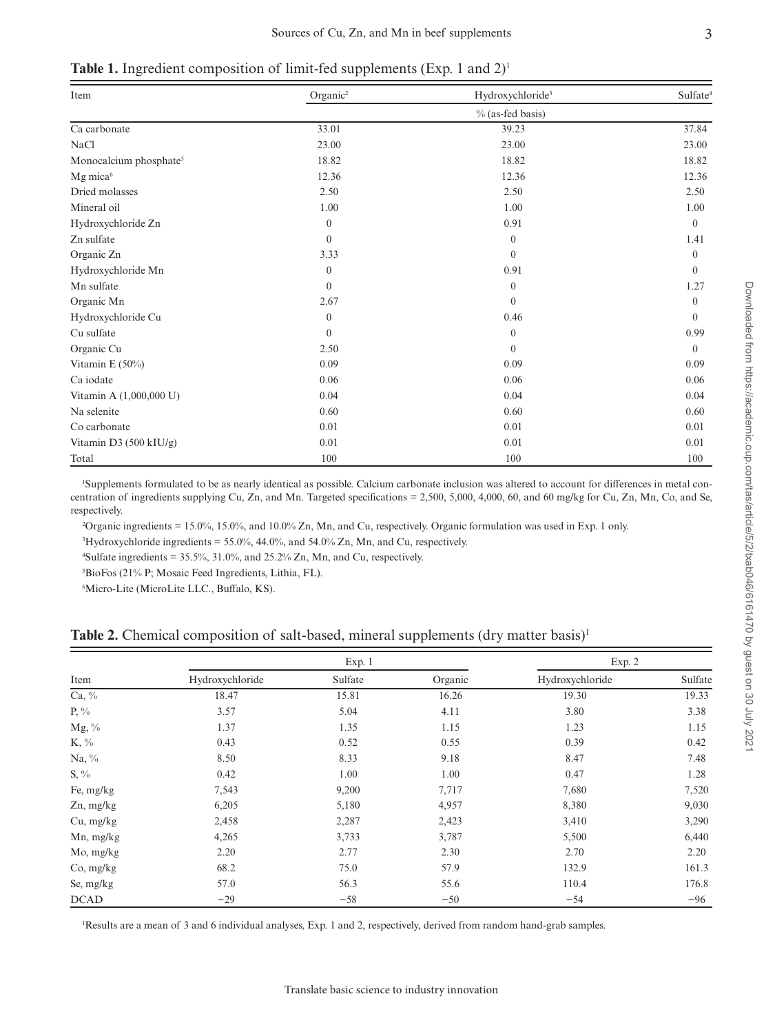**Table 1.** Ingredient composition of limit-fed supplements (Exp. 1 and 2)[1]

| Item | Organic[2] | Hydroxychloride[3] | Sulfate[4] |
|---|---|---|---|
| | | % (as-fed basis) | |
| Ca carbonate | 33.01 | 39.23 | 37.84 |
| NaCl | 23.00 | 23.00 | 23.00 |
| Monocalcium phosphate[5] | 18.82 | 18.82 | 18.82 |
| Mg mica[6] | 12.36 | 12.36 | 12.36 |
| Dried molasses | 2.50 | 2.50 | 2.50 |
| Mineral oil | 1.00 | 1.00 | 1.00 |
| Hydroxychloride Zn | 0 | 0.91 | 0 |
| Zn sulfate | 0 | 0 | 1.41 |
| Organic Zn | 3.33 | 0 | 0 |
| Hydroxychloride Mn | 0 | 0.91 | 0 |
| Mn sulfate | 0 | 0 | 1.27 |
| Organic Mn | 2.67 | 0 | 0 |
| Hydroxychloride Cu | 0 | 0.46 | 0 |
| Cu sulfate | 0 | 0 | 0.99 |
| Organic Cu | 2.50 | 0 | 0 |
| Vitamin E (50%) | 0.09 | 0.09 | 0.09 |
| Ca iodate | 0.06 | 0.06 | 0.06 |
| Vitamin A (1,000,000 U) | 0.04 | 0.04 | 0.04 |
| Na selenite | 0.60 | 0.60 | 0.60 |
| Co carbonate | 0.01 | 0.01 | 0.01 |
| Vitamin D3 (500 kIU/g) | 0.01 | 0.01 | 0.01 |
| Total | 100 | 100 | 100 |

[1]Supplements formulated to be as nearly identical as possible. Calcium carbonate inclusion was altered to account for differences in metal concentration of ingredients supplying Cu, Zn, and Mn. Targeted specifications = 2,500, 5,000, 4,000, 60, and 60 mg/kg for Cu, Zn, Mn, Co, and Se, respectively.

[2]Organic ingredients = 15.0%, 15.0%, and 10.0% Zn, Mn, and Cu, respectively. Organic formulation was used in Exp. 1 only.

[3]Hydroxychloride ingredients = 55.0%, 44.0%, and 54.0% Zn, Mn, and Cu, respectively.

[4]Sulfate ingredients = 35.5%, 31.0%, and 25.2% Zn, Mn, and Cu, respectively.

[5]BioFos (21% P; Mosaic Feed Ingredients, Lithia, FL).

[6]Micro-Lite (MicroLite LLC., Buffalo, KS).

**Table 2.** Chemical composition of salt-based, mineral supplements (dry matter basis)[1]

| | Exp. 1 | | | Exp. 2 | |
|---|---|---|---|---|---|
| Item | Hydroxychloride | Sulfate | Organic | Hydroxychloride | Sulfate |
| Ca, % | 18.47 | 15.81 | 16.26 | 19.30 | 19.33 |
| P, % | 3.57 | 5.04 | 4.11 | 3.80 | 3.38 |
| Mg, % | 1.37 | 1.35 | 1.15 | 1.23 | 1.15 |
| K, % | 0.43 | 0.52 | 0.55 | 0.39 | 0.42 |
| Na, % | 8.50 | 8.33 | 9.18 | 8.47 | 7.48 |
| S, % | 0.42 | 1.00 | 1.00 | 0.47 | 1.28 |
| Fe, mg/kg | 7,543 | 9,200 | 7,717 | 7,680 | 7,520 |
| Zn, mg/kg | 6,205 | 5,180 | 4,957 | 8,380 | 9,030 |
| Cu, mg/kg | 2,458 | 2,287 | 2,423 | 3,410 | 3,290 |
| Mn, mg/kg | 4,265 | 3,733 | 3,787 | 5,500 | 6,440 |
| Mo, mg/kg | 2.20 | 2.77 | 2.30 | 2.70 | 2.20 |
| Co, mg/kg | 68.2 | 75.0 | 57.9 | 132.9 | 161.3 |
| Se, mg/kg | 57.0 | 56.3 | 55.6 | 110.4 | 176.8 |
| DCAD | −29 | −58 | −50 | −54 | −96 |

[1]Results are a mean of 3 and 6 individual analyses, Exp. 1 and 2, respectively, derived from random hand-grab samples.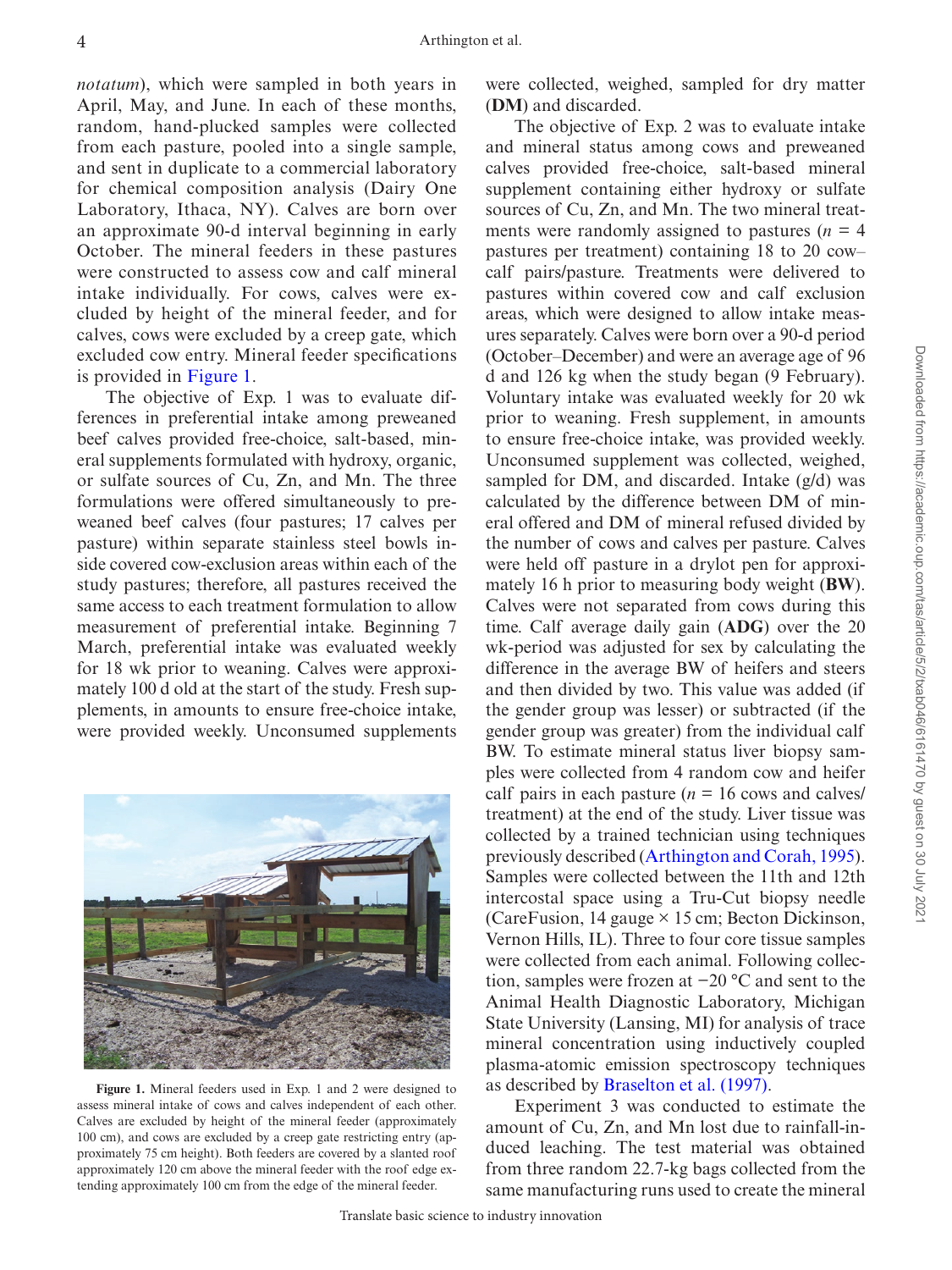*notatum*), which were sampled in both years in April, May, and June. In each of these months, random, hand-plucked samples were collected from each pasture, pooled into a single sample, and sent in duplicate to a commercial laboratory for chemical composition analysis (Dairy One Laboratory, Ithaca, NY). Calves are born over an approximate 90-d interval beginning in early October. The mineral feeders in these pastures were constructed to assess cow and calf mineral intake individually. For cows, calves were excluded by height of the mineral feeder, and for calves, cows were excluded by a creep gate, which excluded cow entry. Mineral feeder specifications is provided in Figure 1.

The objective of Exp. 1 was to evaluate differences in preferential intake among preweaned beef calves provided free-choice, salt-based, mineral supplements formulated with hydroxy, organic, or sulfate sources of Cu, Zn, and Mn. The three formulations were offered simultaneously to preweaned beef calves (four pastures; 17 calves per pasture) within separate stainless steel bowls inside covered cow-exclusion areas within each of the study pastures; therefore, all pastures received the same access to each treatment formulation to allow measurement of preferential intake. Beginning 7 March, preferential intake was evaluated weekly for 18 wk prior to weaning. Calves were approximately 100 d old at the start of the study. Fresh supplements, in amounts to ensure free-choice intake, were provided weekly. Unconsumed supplements were collected, weighed, sampled for dry matter (**DM**) and discarded.

**Figure 1.** Mineral feeders used in Exp. 1 and 2 were designed to assess mineral intake of cows and calves independent of each other. Calves are excluded by height of the mineral feeder (approximately 100 cm), and cows are excluded by a creep gate restricting entry (approximately 75 cm height). Both feeders are covered by a slanted roof approximately 120 cm above the mineral feeder with the roof edge extending approximately 100 cm from the edge of the mineral feeder.

The objective of Exp. 2 was to evaluate intake and mineral status among cows and preweaned calves provided free-choice, salt-based mineral supplement containing either hydroxy or sulfate sources of Cu, Zn, and Mn. The two mineral treatments were randomly assigned to pastures ($n$ = 4 pastures per treatment) containing 18 to 20 cow–calf pairs/pasture. Treatments were delivered to pastures within covered cow and calf exclusion areas, which were designed to allow intake measures separately. Calves were born over a 90-d period (October–December) and were an average age of 96 d and 126 kg when the study began (9 February). Voluntary intake was evaluated weekly for 20 wk prior to weaning. Fresh supplement, in amounts to ensure free-choice intake, was provided weekly. Unconsumed supplement was collected, weighed, sampled for DM, and discarded. Intake (g/d) was calculated by the difference between DM of mineral offered and DM of mineral refused divided by the number of cows and calves per pasture. Calves were held off pasture in a drylot pen for approximately 16 h prior to measuring body weight (**BW**). Calves were not separated from cows during this time. Calf average daily gain (**ADG**) over the 20 wk-period was adjusted for sex by calculating the difference in the average BW of heifers and steers and then divided by two. This value was added (if the gender group was lesser) or subtracted (if the gender group was greater) from the individual calf BW. To estimate mineral status liver biopsy samples were collected from 4 random cow and heifer calf pairs in each pasture ($n$ = 16 cows and calves/treatment) at the end of the study. Liver tissue was collected by a trained technician using techniques previously described (Arthington and Corah, 1995). Samples were collected between the 11th and 12th intercostal space using a Tru-Cut biopsy needle (CareFusion, 14 gauge × 15 cm; Becton Dickinson, Vernon Hills, IL). Three to four core tissue samples were collected from each animal. Following collection, samples were frozen at −20 °C and sent to the Animal Health Diagnostic Laboratory, Michigan State University (Lansing, MI) for analysis of trace mineral concentration using inductively coupled plasma-atomic emission spectroscopy techniques as described by Braselton et al. (1997).

Experiment 3 was conducted to estimate the amount of Cu, Zn, and Mn lost due to rainfall-induced leaching. The test material was obtained from three random 22.7-kg bags collected from the same manufacturing runs used to create the mineral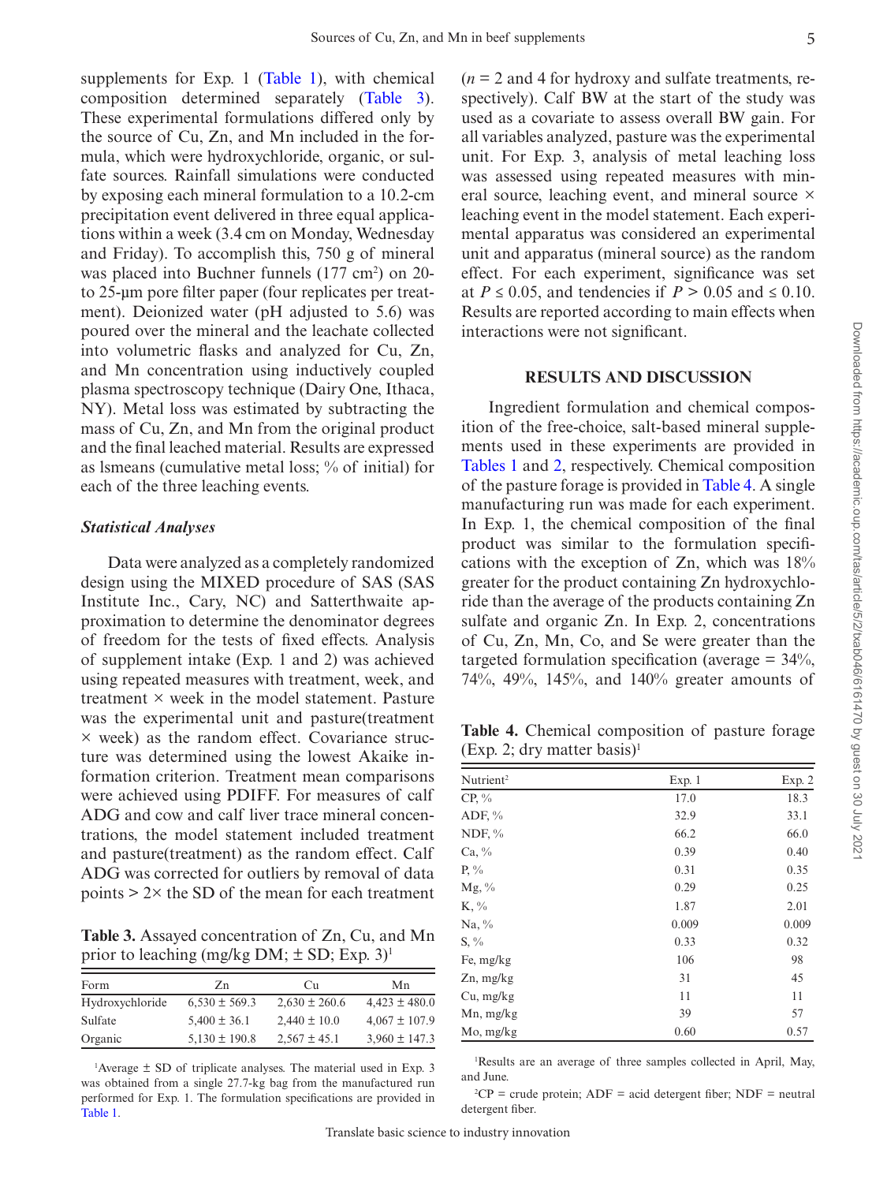supplements for Exp. 1 (Table 1), with chemical composition determined separately (Table 3). These experimental formulations differed only by the source of Cu, Zn, and Mn included in the formula, which were hydroxychloride, organic, or sulfate sources. Rainfall simulations were conducted by exposing each mineral formulation to a 10.2-cm precipitation event delivered in three equal applications within a week (3.4 cm on Monday, Wednesday and Friday). To accomplish this, 750 g of mineral was placed into Buchner funnels (177 $cm^2$) on 20- to 25-µm pore filter paper (four replicates per treatment). Deionized water (pH adjusted to 5.6) was poured over the mineral and the leachate collected into volumetric flasks and analyzed for Cu, Zn, and Mn concentration using inductively coupled plasma spectroscopy technique (Dairy One, Ithaca, NY). Metal loss was estimated by subtracting the mass of Cu, Zn, and Mn from the original product and the final leached material. Results are expressed as lsmeans (cumulative metal loss; % of initial) for each of the three leaching events.

### *Statistical Analyses*

Data were analyzed as a completely randomized design using the MIXED procedure of SAS (SAS Institute Inc., Cary, NC) and Satterthwaite approximation to determine the denominator degrees of freedom for the tests of fixed effects. Analysis of supplement intake (Exp. 1 and 2) was achieved using repeated measures with treatment, week, and treatment × week in the model statement. Pasture was the experimental unit and pasture(treatment × week) as the random effect. Covariance structure was determined using the lowest Akaike information criterion. Treatment mean comparisons were achieved using PDIFF. For measures of calf ADG and cow and calf liver trace mineral concentrations, the model statement included treatment and pasture(treatment) as the random effect. Calf ADG was corrected for outliers by removal of data points > 2× the SD of the mean for each treatment ($n = 2$ and 4 for hydroxy and sulfate treatments, respectively). Calf BW at the start of the study was used as a covariate to assess overall BW gain. For all variables analyzed, pasture was the experimental unit. For Exp. 3, analysis of metal leaching loss was assessed using repeated measures with mineral source, leaching event, and mineral source × leaching event in the model statement. Each experimental apparatus was considered an experimental unit and apparatus (mineral source) as the random effect. For each experiment, significance was set at $P \leq 0.05$, and tendencies if $P > 0.05$ and $\leq 0.10$. Results are reported according to main effects when interactions were not significant.

**Table 3.** Assayed concentration of Zn, Cu, and Mn prior to leaching (mg/kg DM; ± SD; Exp. 3)[1]

| Form | Zn | Cu | Mn |
|---|---|---|---|
| Hydroxychloride | 6,530 ± 569.3 | 2,630 ± 260.6 | 4,423 ± 480.0 |
| Sulfate | 5,400 ± 36.1 | 2,440 ± 10.0 | 4,067 ± 107.9 |
| Organic | 5,130 ± 190.8 | 2,567 ± 45.1 | 3,960 ± 147.3 |

[1]Average ± SD of triplicate analyses. The material used in Exp. 3 was obtained from a single 27.7-kg bag from the manufactured run performed for Exp. 1. The formulation specifications are provided in Table 1.

## RESULTS AND DISCUSSION

Ingredient formulation and chemical composition of the free-choice, salt-based mineral supplements used in these experiments are provided in Tables 1 and 2, respectively. Chemical composition of the pasture forage is provided in Table 4. A single manufacturing run was made for each experiment. In Exp. 1, the chemical composition of the final product was similar to the formulation specifications with the exception of Zn, which was 18% greater for the product containing Zn hydroxychloride than the average of the products containing Zn sulfate and organic Zn. In Exp. 2, concentrations of Cu, Zn, Mn, Co, and Se were greater than the targeted formulation specification (average = 34%, 74%, 49%, 145%, and 140% greater amounts of

**Table 4.** Chemical composition of pasture forage (Exp. 2; dry matter basis)[1]

| Nutrient[2] | Exp. 1 | Exp. 2 |
|---|---|---|
| CP, % | 17.0 | 18.3 |
| ADF, % | 32.9 | 33.1 |
| NDF, % | 66.2 | 66.0 |
| Ca, % | 0.39 | 0.40 |
| P, % | 0.31 | 0.35 |
| Mg, % | 0.29 | 0.25 |
| K, % | 1.87 | 2.01 |
| Na, % | 0.009 | 0.009 |
| S, % | 0.33 | 0.32 |
| Fe, mg/kg | 106 | 98 |
| Zn, mg/kg | 31 | 45 |
| Cu, mg/kg | 11 | 11 |
| Mn, mg/kg | 39 | 57 |
| Mo, mg/kg | 0.60 | 0.57 |

[1]Results are an average of three samples collected in April, May, and June.

[2]CP = crude protein; ADF = acid detergent fiber; NDF = neutral detergent fiber.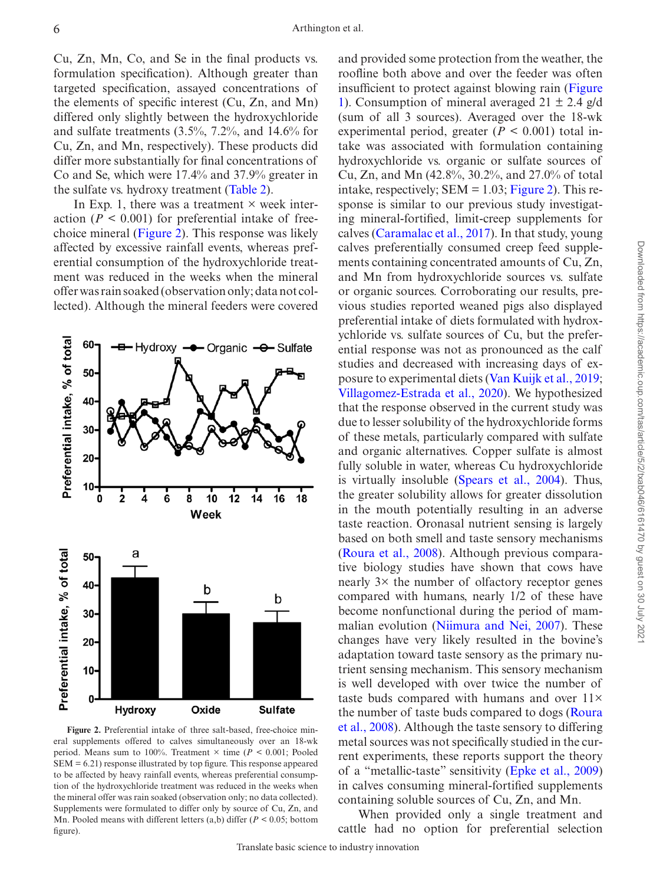Cu, Zn, Mn, Co, and Se in the final products vs. formulation specification). Although greater than targeted specification, assayed concentrations of the elements of specific interest (Cu, Zn, and Mn) differed only slightly between the hydroxychloride and sulfate treatments (3.5%, 7.2%, and 14.6% for Cu, Zn, and Mn, respectively). These products did differ more substantially for final concentrations of Co and Se, which were 17.4% and 37.9% greater in the sulfate vs. hydroxy treatment (Table 2).

In Exp. 1, there was a treatment × week interaction ($P < 0.001$) for preferential intake of free-choice mineral (Figure 2). This response was likely affected by excessive rainfall events, whereas preferential consumption of the hydroxychloride treatment was reduced in the weeks when the mineral offer was rain soaked (observation only; data not collected). Although the mineral feeders were covered and provided some protection from the weather, the roofline both above and over the feeder was often insufficient to protect against blowing rain (Figure 1). Consumption of mineral averaged 21 ± 2.4 g/d (sum of all 3 sources). Averaged over the 18-wk experimental period, greater ($P < 0.001$) total intake was associated with formulation containing hydroxychloride vs. organic or sulfate sources of Cu, Zn, and Mn (42.8%, 30.2%, and 27.0% of total intake, respectively; SEM = 1.03; Figure 2). This response is similar to our previous study investigating mineral-fortified, limit-creep supplements for calves (Caramalac et al., 2017). In that study, young calves preferentially consumed creep feed supplements containing concentrated amounts of Cu, Zn, and Mn from hydroxychloride sources vs. sulfate or organic sources. Corroborating our results, previous studies reported weaned pigs also displayed preferential intake of diets formulated with hydroxychloride vs. sulfate sources of Cu, but the preferential response was not as pronounced as the calf studies and decreased with increasing days of exposure to experimental diets (Van Kuijk et al., 2019; Villagomez-Estrada et al., 2020). We hypothesized that the response observed in the current study was due to lesser solubility of the hydroxychloride forms of these metals, particularly compared with sulfate and organic alternatives. Copper sulfate is almost fully soluble in water, whereas Cu hydroxychloride is virtually insoluble (Spears et al., 2004). Thus, the greater solubility allows for greater dissolution in the mouth potentially resulting in an adverse taste reaction. Oronasal nutrient sensing is largely based on both smell and taste sensory mechanisms (Roura et al., 2008). Although previous comparative biology studies have shown that cows have nearly 3× the number of olfactory receptor genes compared with humans, nearly 1/2 of these have become nonfunctional during the period of mammalian evolution (Niimura and Nei, 2007). These changes have very likely resulted in the bovine's adaptation toward taste sensory as the primary nutrient sensing mechanism. This sensory mechanism is well developed with over twice the number of taste buds compared with humans and over 11× the number of taste buds compared to dogs (Roura et al., 2008). Although the taste sensory to differing metal sources was not specifically studied in the current experiments, these reports support the theory of a "metallic-taste" sensitivity (Epke et al., 2009) in calves consuming mineral-fortified supplements containing soluble sources of Cu, Zn, and Mn.

**Figure 2.** Preferential intake of three salt-based, free-choice mineral supplements offered to calves simultaneously over an 18-wk period. Means sum to 100%. Treatment × time ($P < 0.001$; Pooled SEM = 6.21) response illustrated by top figure. This response appeared to be affected by heavy rainfall events, whereas preferential consumption of the hydroxychloride treatment was reduced in the weeks when the mineral offer was rain soaked (observation only; no data collected). Supplements were formulated to differ only by source of Cu, Zn, and Mn. Pooled means with different letters (a,b) differ ($P < 0.05$; bottom figure).

When provided only a single treatment and cattle had no option for preferential selection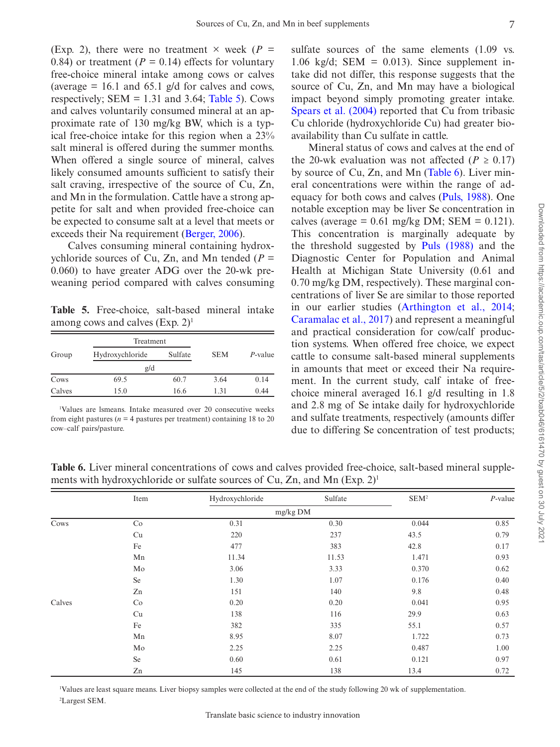(Exp. 2), there were no treatment × week ($P$ = 0.84) or treatment ($P$ = 0.14) effects for voluntary free-choice mineral intake among cows or calves (average = 16.1 and 65.1 g/d for calves and cows, respectively; SEM = 1.31 and 3.64; Table 5). Cows and calves voluntarily consumed mineral at an approximate rate of 130 mg/kg BW, which is a typical free-choice intake for this region when a 23% salt mineral is offered during the summer months. When offered a single source of mineral, calves likely consumed amounts sufficient to satisfy their salt craving, irrespective of the source of Cu, Zn, and Mn in the formulation. Cattle have a strong appetite for salt and when provided free-choice can be expected to consume salt at a level that meets or exceeds their Na requirement (Berger, 2006).

Calves consuming mineral containing hydroxychloride sources of Cu, Zn, and Mn tended ($P$ = 0.060) to have greater ADG over the 20-wk preweaning period compared with calves consuming sulfate sources of the same elements (1.09 vs. 1.06 kg/d; SEM = 0.013). Since supplement intake did not differ, this response suggests that the source of Cu, Zn, and Mn may have a biological impact beyond simply promoting greater intake. Spears et al. (2004) reported that Cu from tribasic Cu chloride (hydroxychloride Cu) had greater bioavailability than Cu sulfate in cattle.

**Table 5.** Free-choice, salt-based mineral intake among cows and calves (Exp. 2)[1]

| Group | Treatment | | SEM | $P$-value |
|---|---|---|---|---|
| | Hydroxychloride | Sulfate | | |
| | g/d | | | |
| Cows | 69.5 | 60.7 | 3.64 | 0.14 |
| Calves | 15.0 | 16.6 | 1.31 | 0.44 |

[1]Values are lsmeans. Intake measured over 20 consecutive weeks from eight pastures ($n$ = 4 pastures per treatment) containing 18 to 20 cow–calf pairs/pasture.

Mineral status of cows and calves at the end of the 20-wk evaluation was not affected ($P$ ≥ 0.17) by source of Cu, Zn, and Mn (Table 6). Liver mineral concentrations were within the range of adequacy for both cows and calves (Puls, 1988). One notable exception may be liver Se concentration in calves (average = 0.61 mg/kg DM; SEM = 0.121). This concentration is marginally adequate by the threshold suggested by Puls (1988) and the Diagnostic Center for Population and Animal Health at Michigan State University (0.61 and 0.70 mg/kg DM, respectively). These marginal concentrations of liver Se are similar to those reported in our earlier studies (Arthington et al., 2014; Caramalac et al., 2017) and represent a meaningful and practical consideration for cow/calf production systems. When offered free choice, we expect cattle to consume salt-based mineral supplements in amounts that meet or exceed their Na requirement. In the current study, calf intake of free-choice mineral averaged 16.1 g/d resulting in 1.8 and 2.8 mg of Se intake daily for hydroxychloride and sulfate treatments, respectively (amounts differ due to differing Se concentration of test products;

**Table 6.** Liver mineral concentrations of cows and calves provided free-choice, salt-based mineral supplements with hydroxychloride or sulfate sources of Cu, Zn, and Mn (Exp. 2)[1]

| | Item | Hydroxychloride | Sulfate | SEM[2] | $P$-value |
|---|---|---|---|---|---|
| | | mg/kg DM | | | |
| Cows | Co | 0.31 | 0.30 | 0.044 | 0.85 |
| | Cu | 220 | 237 | 43.5 | 0.79 |
| | Fe | 477 | 383 | 42.8 | 0.17 |
| | Mn | 11.34 | 11.53 | 1.471 | 0.93 |
| | Mo | 3.06 | 3.33 | 0.370 | 0.62 |
| | Se | 1.30 | 1.07 | 0.176 | 0.40 |
| | Zn | 151 | 140 | 9.8 | 0.48 |
| Calves | Co | 0.20 | 0.20 | 0.041 | 0.95 |
| | Cu | 138 | 116 | 29.9 | 0.63 |
| | Fe | 382 | 335 | 55.1 | 0.57 |
| | Mn | 8.95 | 8.07 | 1.722 | 0.73 |
| | Mo | 2.25 | 2.25 | 0.487 | 1.00 |
| | Se | 0.60 | 0.61 | 0.121 | 0.97 |
| | Zn | 145 | 138 | 13.4 | 0.72 |

[1]Values are least square means. Liver biopsy samples were collected at the end of the study following 20 wk of supplementation.
[2]Largest SEM.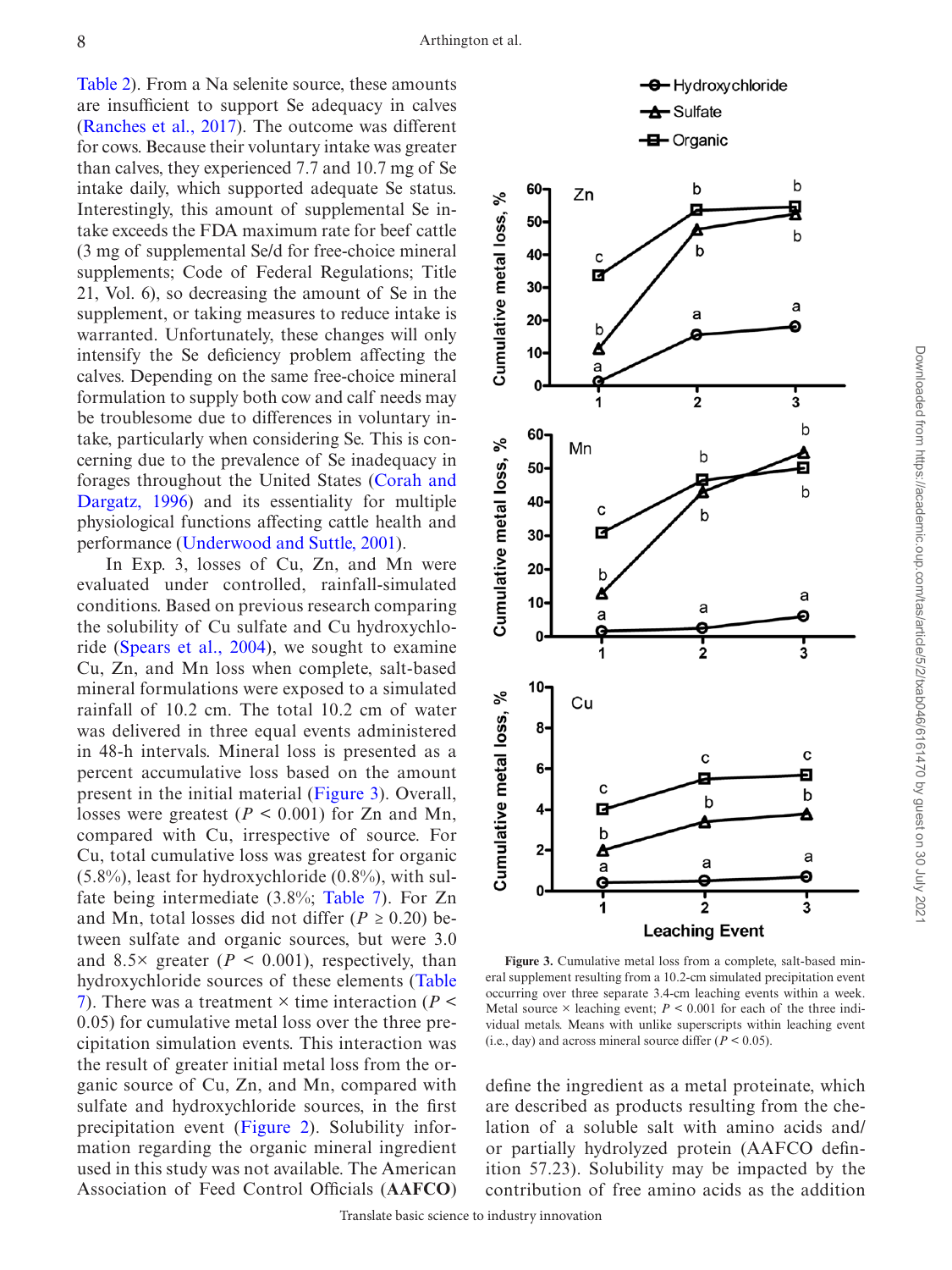Table 2). From a Na selenite source, these amounts are insufficient to support Se adequacy in calves (Ranches et al., 2017). The outcome was different for cows. Because their voluntary intake was greater than calves, they experienced 7.7 and 10.7 mg of Se intake daily, which supported adequate Se status. Interestingly, this amount of supplemental Se intake exceeds the FDA maximum rate for beef cattle (3 mg of supplemental Se/d for free-choice mineral supplements; Code of Federal Regulations; Title 21, Vol. 6), so decreasing the amount of Se in the supplement, or taking measures to reduce intake is warranted. Unfortunately, these changes will only intensify the Se deficiency problem affecting the calves. Depending on the same free-choice mineral formulation to supply both cow and calf needs may be troublesome due to differences in voluntary intake, particularly when considering Se. This is concerning due to the prevalence of Se inadequacy in forages throughout the United States (Corah and Dargatz, 1996) and its essentiality for multiple physiological functions affecting cattle health and performance (Underwood and Suttle, 2001).

In Exp. 3, losses of Cu, Zn, and Mn were evaluated under controlled, rainfall-simulated conditions. Based on previous research comparing the solubility of Cu sulfate and Cu hydroxychloride (Spears et al., 2004), we sought to examine Cu, Zn, and Mn loss when complete, salt-based mineral formulations were exposed to a simulated rainfall of 10.2 cm. The total 10.2 cm of water was delivered in three equal events administered in 48-h intervals. Mineral loss is presented as a percent accumulative loss based on the amount present in the initial material (Figure 3). Overall, losses were greatest ($P < 0.001$) for Zn and Mn, compared with Cu, irrespective of source. For Cu, total cumulative loss was greatest for organic (5.8%), least for hydroxychloride (0.8%), with sulfate being intermediate (3.8%; Table 7). For Zn and Mn, total losses did not differ ($P \geq 0.20$) between sulfate and organic sources, but were 3.0 and 8.5× greater ($P < 0.001$), respectively, than hydroxychloride sources of these elements (Table 7). There was a treatment × time interaction ($P < 0.05$) for cumulative metal loss over the three precipitation simulation events. This interaction was the result of greater initial metal loss from the organic source of Cu, Zn, and Mn, compared with sulfate and hydroxychloride sources, in the first precipitation event (Figure 2). Solubility information regarding the organic mineral ingredient used in this study was not available. The American Association of Feed Control Officials (**AAFCO**) define the ingredient as a metal proteinate, which are described as products resulting from the chelation of a soluble salt with amino acids and/or partially hydrolyzed protein (AAFCO definition 57.23). Solubility may be impacted by the contribution of free amino acids as the addition

**Figure 3.** Cumulative metal loss from a complete, salt-based mineral supplement resulting from a 10.2-cm simulated precipitation event occurring over three separate 3.4-cm leaching events within a week. Metal source × leaching event; $P < 0.001$ for each of the three individual metals. Means with unlike superscripts within leaching event (i.e., day) and across mineral source differ ($P < 0.05$).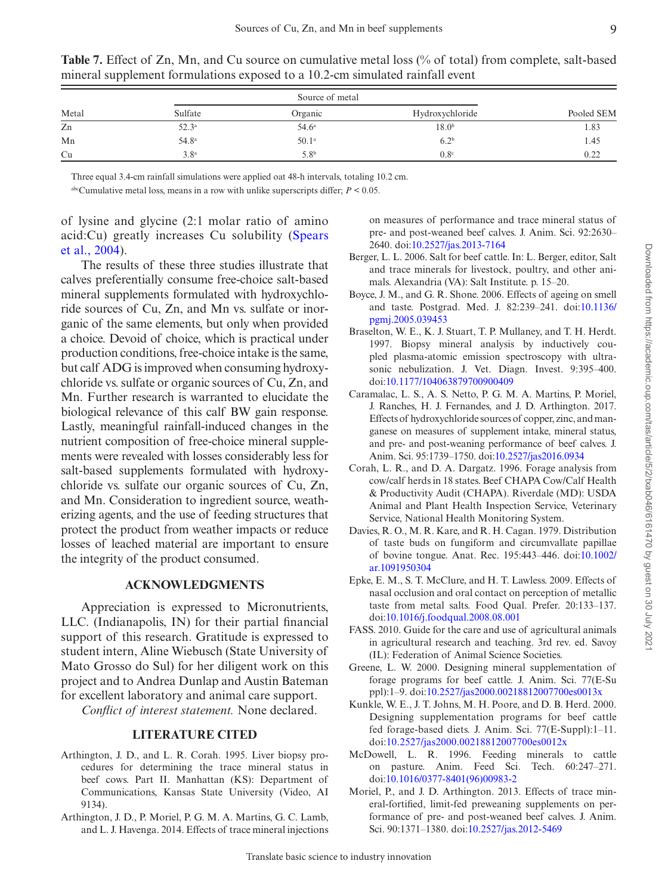**Table 7.** Effect of Zn, Mn, and Cu source on cumulative metal loss (% of total) from complete, salt-based mineral supplement formulations exposed to a 10.2-cm simulated rainfall event

| | Source of metal | | | |
|---|---|---|---|---|
| Metal | Sulfate | Organic | Hydroxychloride | Pooled SEM |
| Zn | 52.3[a] | 54.6[a] | 18.0[b] | 1.83 |
| Mn | 54.8[a] | 50.1[a] | 6.2[b] | 1.45 |
| Cu | 3.8[a] | 5.8[b] | 0.8[c] | 0.22 |

Three equal 3.4-cm rainfall simulations were applied oat 48-h intervals, totaling 10.2 cm.

[abc]Cumulative metal loss, means in a row with unlike superscripts differ; $P < 0.05$.

of lysine and glycine (2:1 molar ratio of amino acid:Cu) greatly increases Cu solubility (Spears et al., 2004).

The results of these three studies illustrate that calves preferentially consume free-choice salt-based mineral supplements formulated with hydroxychloride sources of Cu, Zn, and Mn vs. sulfate or inorganic of the same elements, but only when provided a choice. Devoid of choice, which is practical under production conditions, free-choice intake is the same, but calf ADG is improved when consuming hydroxychloride vs. sulfate or organic sources of Cu, Zn, and Mn. Further research is warranted to elucidate the biological relevance of this calf BW gain response. Lastly, meaningful rainfall-induced changes in the nutrient composition of free-choice mineral supplements were revealed with losses considerably less for salt-based supplements formulated with hydroxychloride vs. sulfate our organic sources of Cu, Zn, and Mn. Consideration to ingredient source, weatherizing agents, and the use of feeding structures that protect the product from weather impacts or reduce losses of leached material are important to ensure the integrity of the product consumed.

## ACKNOWLEDGMENTS

Appreciation is expressed to Micronutrients, LLC. (Indianapolis, IN) for their partial financial support of this research. Gratitude is expressed to student intern, Aline Wiebusch (State University of Mato Grosso do Sul) for her diligent work on this project and to Andrea Dunlap and Austin Bateman for excellent laboratory and animal care support.

*Conflict of interest statement.* None declared.

## LITERATURE CITED

Arthington, J. D., and L. R. Corah. 1995. Liver biopsy procedures for determining the trace mineral status in beef cows. Part II. Manhattan (KS): Department of Communications, Kansas State University (Video, AI 9134).

Arthington, J. D., P. Moriel, P. G. M. A. Martins, G. C. Lamb, and L. J. Havenga. 2014. Effects of trace mineral injections on measures of performance and trace mineral status of pre- and post-weaned beef calves. J. Anim. Sci. 92:2630–2640. doi:10.2527/jas.2013-7164

Berger, L. L. 2006. Salt for beef cattle. In: L. Berger, editor, Salt and trace minerals for livestock, poultry, and other animals. Alexandria (VA): Salt Institute. p. 15–20.

Boyce, J. M., and G. R. Shone. 2006. Effects of ageing on smell and taste. Postgrad. Med. J. 82:239–241. doi:10.1136/pgmj.2005.039453

Braselton, W. E., K. J. Stuart, T. P. Mullaney, and T. H. Herdt. 1997. Biopsy mineral analysis by inductively coupled plasma-atomic emission spectroscopy with ultrasonic nebulization. J. Vet. Diagn. Invest. 9:395–400. doi:10.1177/104063879700900409

Caramalac, L. S., A. S. Netto, P. G. M. A. Martins, P. Moriel, J. Ranches, H. J. Fernandes, and J. D. Arthington. 2017. Effects of hydroxychloride sources of copper, zinc, and manganese on measures of supplement intake, mineral status, and pre- and post-weaning performance of beef calves. J. Anim. Sci. 95:1739–1750. doi:10.2527/jas2016.0934

Corah, L. R., and D. A. Dargatz. 1996. Forage analysis from cow/calf herds in 18 states. Beef CHAPA Cow/Calf Health & Productivity Audit (CHAPA). Riverdale (MD): USDA Animal and Plant Health Inspection Service, Veterinary Service, National Health Monitoring System.

Davies, R. O., M. R. Kare, and R. H. Cagan. 1979. Distribution of taste buds on fungiform and circumvallate papillae of bovine tongue. Anat. Rec. 195:443–446. doi:10.1002/ar.1091950304

Epke, E. M., S. T. McClure, and H. T. Lawless. 2009. Effects of nasal occlusion and oral contact on perception of metallic taste from metal salts. Food Qual. Prefer. 20:133–137. doi:10.1016/j.foodqual.2008.08.001

FASS. 2010. Guide for the care and use of agricultural animals in agricultural research and teaching. 3rd rev. ed. Savoy (IL): Federation of Animal Science Societies.

Greene, L. W. 2000. Designing mineral supplementation of forage programs for beef cattle. J. Anim. Sci. 77(E-Suppl):1–9. doi:10.2527/jas2000.00218812007700es0013x

Kunkle, W. E., J. T. Johns, M. H. Poore, and D. B. Herd. 2000. Designing supplementation programs for beef cattle fed forage-based diets. J. Anim. Sci. 77(E-Suppl):1–11. doi:10.2527/jas2000.00218812007700es0012x

McDowell, L. R. 1996. Feeding minerals to cattle on pasture. Anim. Feed Sci. Tech. 60:247–271. doi:10.1016/0377-8401(96)00983-2

Moriel, P., and J. D. Arthington. 2013. Effects of trace mineral-fortified, limit-fed preweaning supplements on performance of pre- and post-weaned beef calves. J. Anim. Sci. 90:1371–1380. doi:10.2527/jas.2012-5469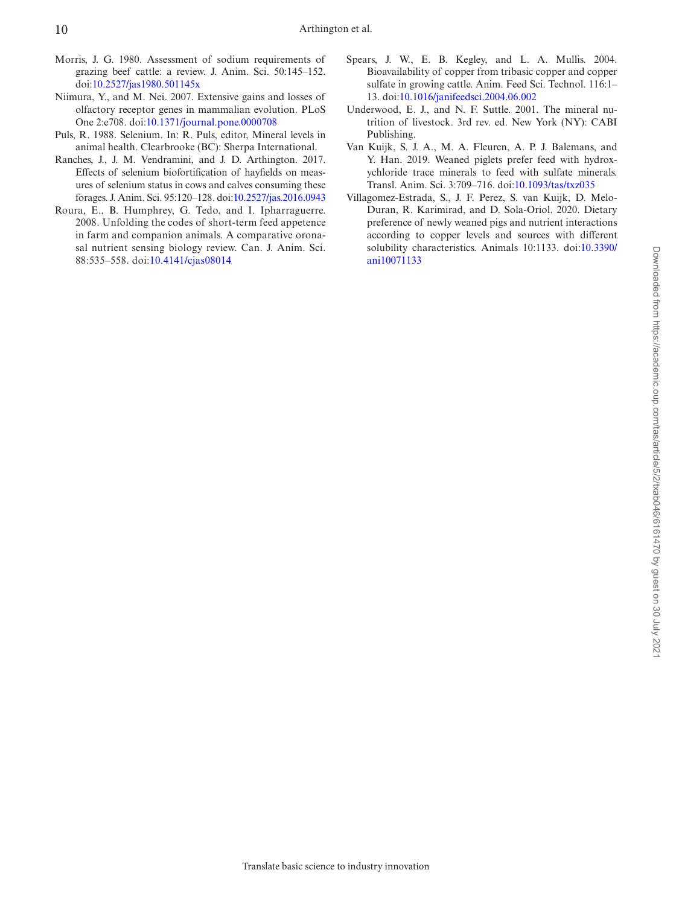Morris, J. G. 1980. Assessment of sodium requirements of grazing beef cattle: a review. J. Anim. Sci. 50:145–152. doi:10.2527/jas1980.501145x

Niimura, Y., and M. Nei. 2007. Extensive gains and losses of olfactory receptor genes in mammalian evolution. PLoS One 2:e708. doi:10.1371/journal.pone.0000708

Puls, R. 1988. Selenium. In: R. Puls, editor, Mineral levels in animal health. Clearbrooke (BC): Sherpa International.

Ranches, J., J. M. Vendramini, and J. D. Arthington. 2017. Effects of selenium biofortification of hayfields on measures of selenium status in cows and calves consuming these forages. J. Anim. Sci. 95:120–128. doi:10.2527/jas.2016.0943

Roura, E., B. Humphrey, G. Tedo, and I. Ipharraguerre. 2008. Unfolding the codes of short-term feed appetence in farm and companion animals. A comparative oronasal nutrient sensing biology review. Can. J. Anim. Sci. 88:535–558. doi:10.4141/cjas08014

Spears, J. W., E. B. Kegley, and L. A. Mullis. 2004. Bioavailability of copper from tribasic copper and copper sulfate in growing cattle. Anim. Feed Sci. Technol. 116:1–13. doi:10.1016/janifeedsci.2004.06.002

Underwood, E. J., and N. F. Suttle. 2001. The mineral nutrition of livestock. 3rd rev. ed. New York (NY): CABI Publishing.

Van Kuijk, S. J. A., M. A. Fleuren, A. P. J. Balemans, and Y. Han. 2019. Weaned piglets prefer feed with hydroxychloride trace minerals to feed with sulfate minerals. Transl. Anim. Sci. 3:709–716. doi:10.1093/tas/txz035

Villagomez-Estrada, S., J. F. Perez, S. van Kuijk, D. Melo-Duran, R. Karimirad, and D. Sola-Oriol. 2020. Dietary preference of newly weaned pigs and nutrient interactions according to copper levels and sources with different solubility characteristics. Animals 10:1133. doi:10.3390/ani10071133